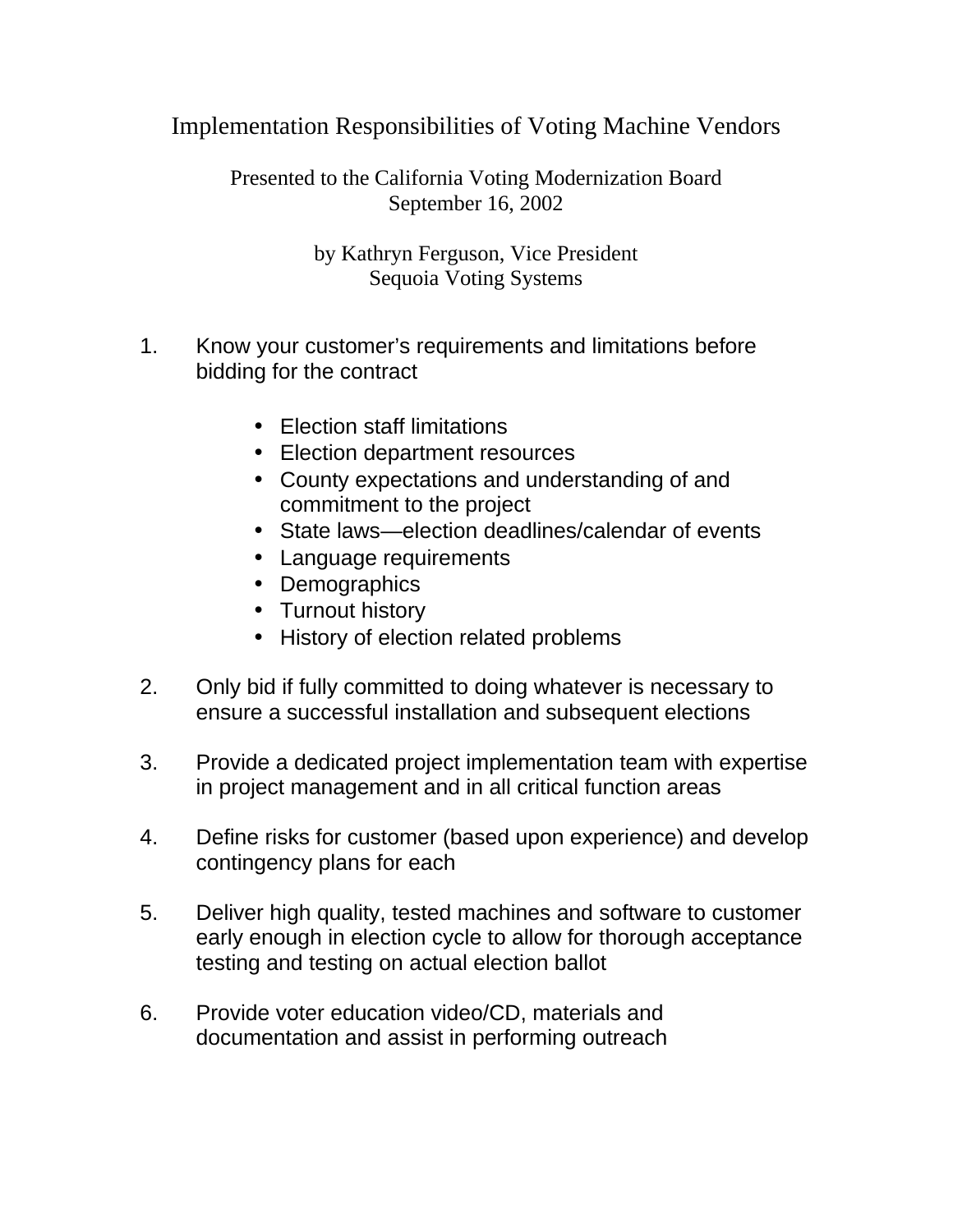# Implementation Responsibilities of Voting Machine Vendors

Presented to the California Voting Modernization Board
September 16, 2002

by Kathryn Ferguson, Vice President
Sequoia Voting Systems

1. Know your customer's requirements and limitations before bidding for the contract

   - Election staff limitations
   - Election department resources
   - County expectations and understanding of and commitment to the project
   - State laws—election deadlines/calendar of events
   - Language requirements
   - Demographics
   - Turnout history
   - History of election related problems

2. Only bid if fully committed to doing whatever is necessary to ensure a successful installation and subsequent elections

3. Provide a dedicated project implementation team with expertise in project management and in all critical function areas

4. Define risks for customer (based upon experience) and develop contingency plans for each

5. Deliver high quality, tested machines and software to customer early enough in election cycle to allow for thorough acceptance testing and testing on actual election ballot

6. Provide voter education video/CD, materials and documentation and assist in performing outreach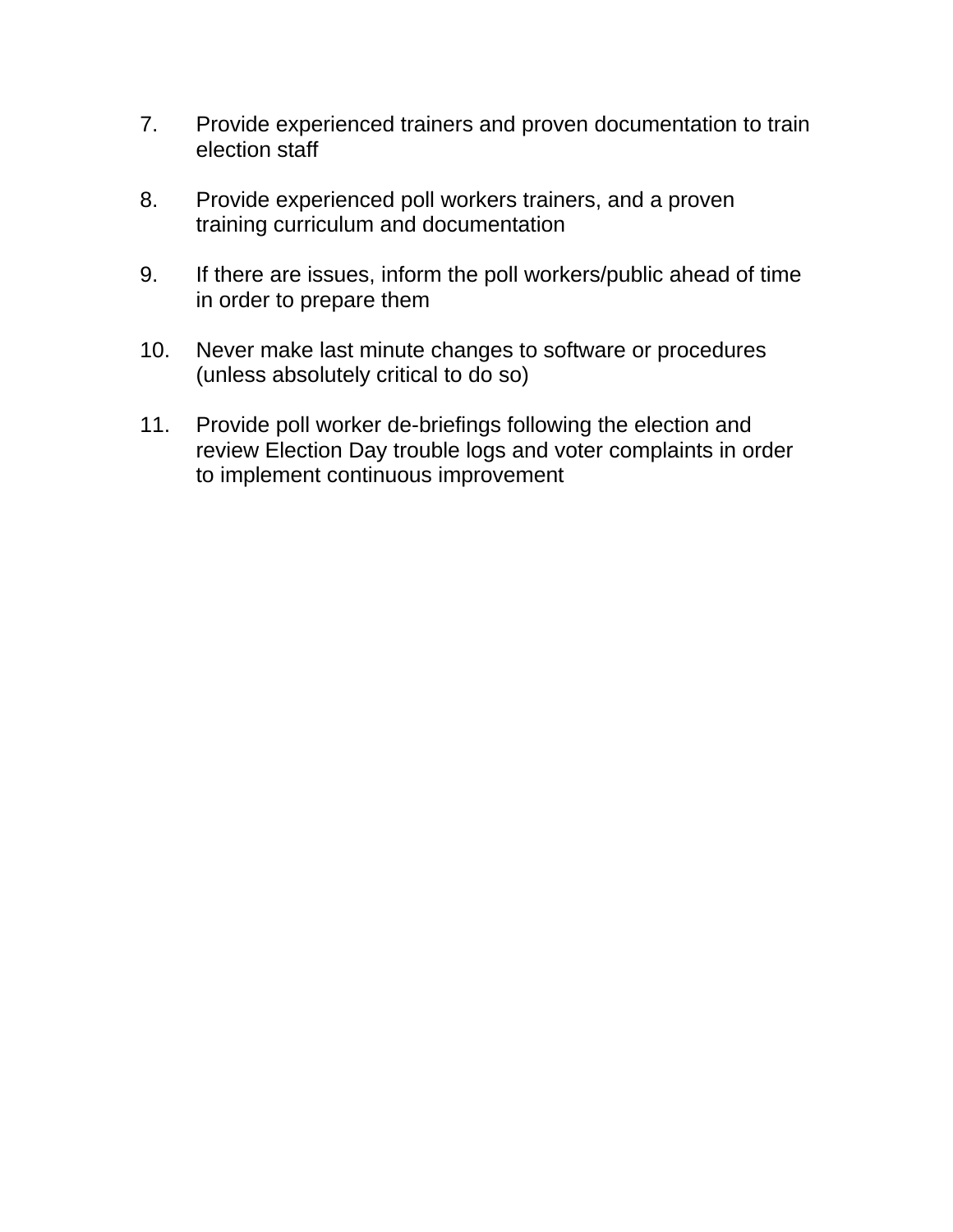7. Provide experienced trainers and proven documentation to train election staff

8. Provide experienced poll workers trainers, and a proven training curriculum and documentation

9. If there are issues, inform the poll workers/public ahead of time in order to prepare them

10. Never make last minute changes to software or procedures (unless absolutely critical to do so)

11. Provide poll worker de-briefings following the election and review Election Day trouble logs and voter complaints in order to implement continuous improvement